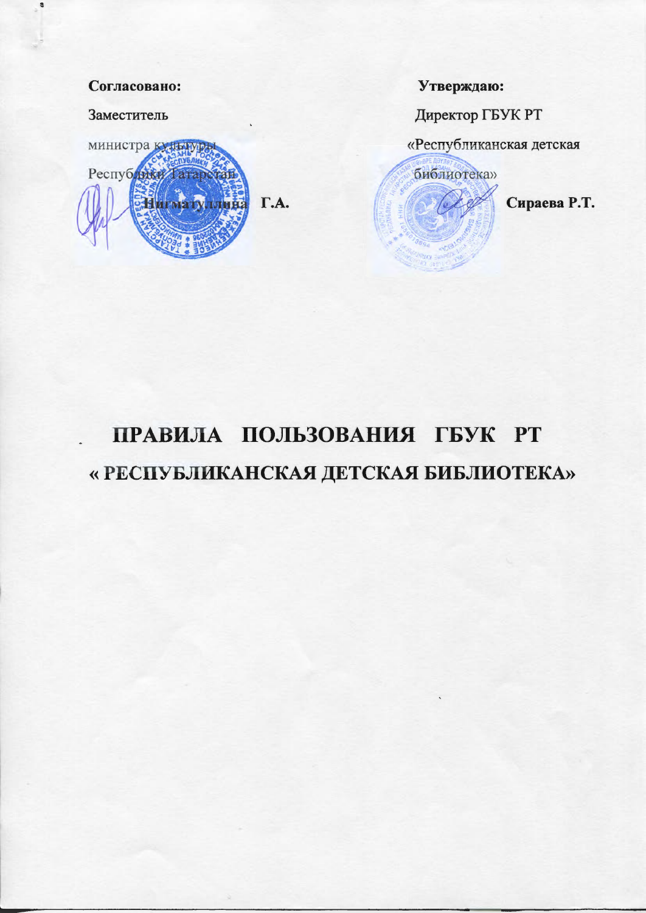**Согласовано:**

Заместитель

министра культуры

Республики Татарстан

**Нигматуллина Г.А.**

**Утверждаю:**

Директор ГБУК РТ

«Республиканская детская

библиотека»

**Сираева Р.Т.**

# ПРАВИЛА ПОЛЬЗОВАНИЯ ГБУК РТ « РЕСПУБЛИКАНСКАЯ ДЕТСКАЯ БИБЛИОТЕКА»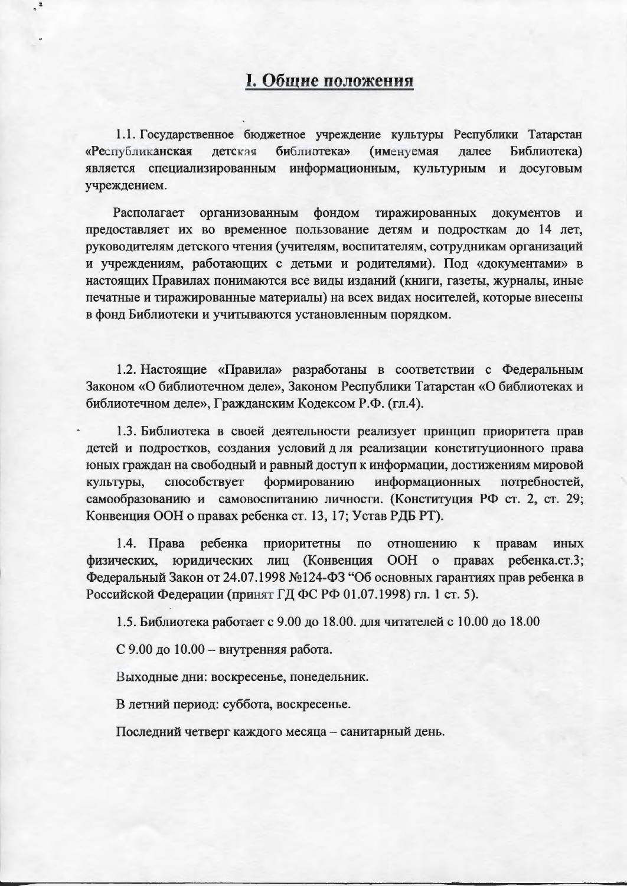# I. Общие положения

1.1. Государственное бюджетное учреждение культуры Республики Татарстан «Республиканская детская библиотека» (именуемая далее Библиотека) является специализированным информационным, культурным и досуговым учреждением.

Располагает организованным фондом тиражированных документов и предоставляет их во временное пользование детям и подросткам до 14 лет, руководителям детского чтения (учителям, воспитателям, сотрудникам организаций и учреждениям, работающих с детьми и родителями). Под «документами» в настоящих Правилах понимаются все виды изданий (книги, газеты, журналы, иные печатные и тиражированные материалы) на всех видах носителей, которые внесены в фонд Библиотеки и учитываются установленным порядком.

1.2. Настоящие «Правила» разработаны в соответствии с Федеральным Законом «О библиотечном деле», Законом Республики Татарстан «О библиотеках и библиотечном деле», Гражданским Кодексом Р.Ф. (гл.4).

1.3. Библиотека в своей деятельности реализует принцип приоритета прав детей и подростков, создания условий д ля реализации конституционного права юных граждан на свободный и равный доступ к информации, достижениям мировой культуры, способствует формированию информационных потребностей, самообразованию и самовоспитанию личности. (Конституция РФ ст. 2, ст. 29; Конвенция ООН о правах ребенка ст. 13, 17; Устав РДБ РТ).

1.4. Права ребенка приоритетны по отношению к правам иных физических, юридических лиц (Конвенция ООН о правах ребенка.ст.3; Федеральный Закон от 24.07.1998 №124-ФЗ "Об основных гарантиях прав ребенка в Российской Федерации (принят ГД ФС РФ 01.07.1998) гл. 1 ст. 5).

1.5. Библиотека работает с 9.00 до 18.00. для читателей с 10.00 до 18.00

С 9.00 до 10.00 – внутренняя работа.

Выходные дни: воскресенье, понедельник.

В летний период: суббота, воскресенье.

Последний четверг каждого месяца – санитарный день.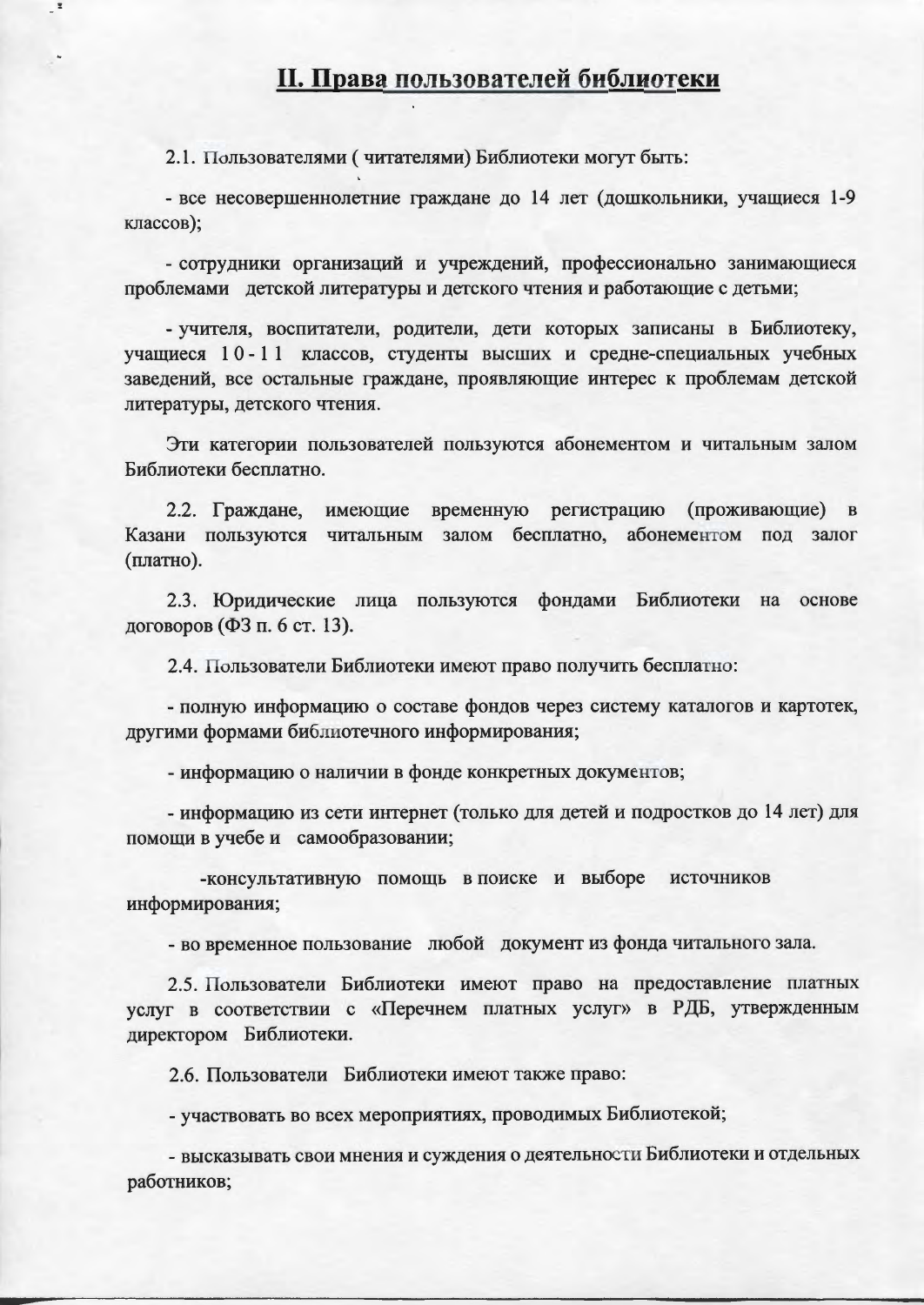## II. Права пользователей библиотеки

2.1. Пользователями ( читателями) Библиотеки могут быть:

- все несовершеннолетние граждане до 14 лет (дошкольники, учащиеся 1-9 классов);

- сотрудники организаций и учреждений, профессионально занимающиеся проблемами детской литературы и детского чтения и работающие с детьми;

- учителя, воспитатели, родители, дети которых записаны в Библиотеку, учащиеся 10-11 классов, студенты высших и средне-специальных учебных заведений, все остальные граждане, проявляющие интерес к проблемам детской литературы, детского чтения.

Эти категории пользователей пользуются абонементом и читальным залом Библиотеки бесплатно.

2.2. Граждане, имеющие временную регистрацию (проживающие) в Казани пользуются читальным залом бесплатно, абонементом под залог (платно).

2.3. Юридические лица пользуются фондами Библиотеки на основе договоров (ФЗ п. 6 ст. 13).

2.4. Пользователи Библиотеки имеют право получить бесплатно:

- полную информацию о составе фондов через систему каталогов и картотек, другими формами библиотечного информирования;

- информацию о наличии в фонде конкретных документов;

- информацию из сети интернет (только для детей и подростков до 14 лет) для помощи в учебе и самообразовании;

-консультативную помощь в поиске и выборе источников информирования;

- во временное пользование любой документ из фонда читального зала.

2.5. Пользователи Библиотеки имеют право на предоставление платных услуг в соответствии с «Перечнем платных услуг» в РДБ, утвержденным директором Библиотеки.

2.6. Пользователи Библиотеки имеют также право:

- участвовать во всех мероприятиях, проводимых Библиотекой;

- высказывать свои мнения и суждения о деятельности Библиотеки и отдельных работников;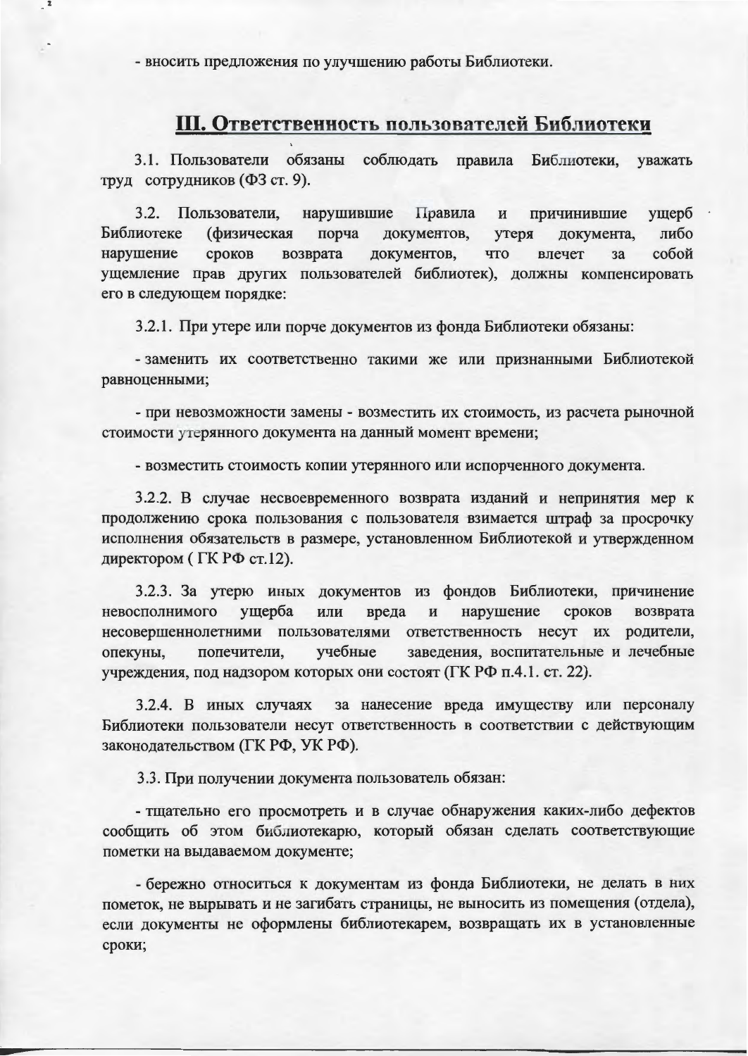- вносить предложения по улучшению работы Библиотеки.

## III. Ответственность пользователей Библиотеки

3.1. Пользователи обязаны соблюдать правила Библиотеки, уважать труд сотрудников (ФЗ ст. 9).

3.2. Пользователи, нарушившие Правила и причинившие ущерб Библиотеке (физическая порча документов, утеря документа, либо нарушение сроков возврата документов, что влечет за собой ущемление прав других пользователей библиотек), должны компенсировать его в следующем порядке:

3.2.1. При утере или порче документов из фонда Библиотеки обязаны:

- заменить их соответственно такими же или признанными Библиотекой равноценными;

- при невозможности замены - возместить их стоимость, из расчета рыночной стоимости утерянного документа на данный момент времени;

- возместить стоимость копии утерянного или испорченного документа.

3.2.2. В случае несвоевременного возврата изданий и непринятия мер к продолжению срока пользования с пользователя взимается штраф за просрочку исполнения обязательств в размере, установленном Библиотекой и утвержденном директором ( ГК РФ ст.12).

3.2.3. За утерю иных документов из фондов Библиотеки, причинение невосполнимого ущерба или вреда и нарушение сроков возврата несовершеннолетними пользователями ответственность несут их родители, опекуны, попечители, учебные заведения, воспитательные и лечебные учреждения, под надзором которых они состоят (ГК РФ п.4.1. ст. 22).

3.2.4. В иных случаях за нанесение вреда имуществу или персоналу Библиотеки пользователи несут ответственность в соответствии с действующим законодательством (ГК РФ, УК РФ).

3.3. При получении документа пользователь обязан:

- тщательно его просмотреть и в случае обнаружения каких-либо дефектов сообщить об этом библиотекарю, который обязан сделать соответствующие пометки на выдаваемом документе;

- бережно относиться к документам из фонда Библиотеки, не делать в них пометок, не вырывать и не загибать страницы, не выносить из помещения (отдела), если документы не оформлены библиотекарем, возвращать их в установленные сроки;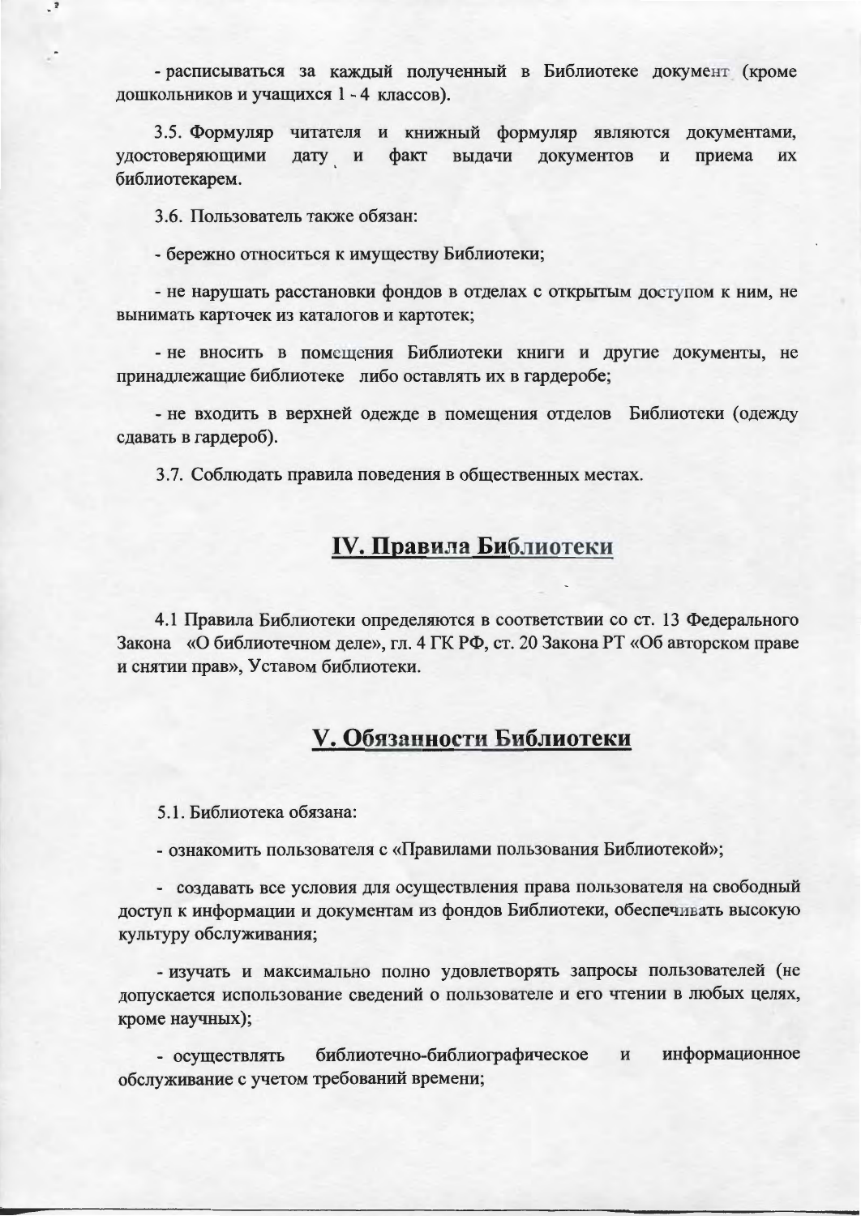- расписываться за каждый полученный в Библиотеке документ (кроме дошкольников и учащихся 1 - 4 классов).

3.5. Формуляр читателя и книжный формуляр являются документами, удостоверяющими дату и факт выдачи документов и приема их библиотекарем.

3.6. Пользователь также обязан:

- бережно относиться к имуществу Библиотеки;

- не нарушать расстановки фондов в отделах с открытым доступом к ним, не вынимать карточек из каталогов и картотек;

- не вносить в помещения Библиотеки книги и другие документы, не принадлежащие библиотеке либо оставлять их в гардеробе;

- не входить в верхней одежде в помещения отделов Библиотеки (одежду сдавать в гардероб).

3.7. Соблюдать правила поведения в общественных местах.

## IV. Правила Библиотеки

4.1 Правила Библиотеки определяются в соответствии со ст. 13 Федерального Закона «О библиотечном деле», гл. 4 ГК РФ, ст. 20 Закона РТ «Об авторском праве и снятии прав», Уставом библиотеки.

## V. Обязанности Библиотеки

5.1. Библиотека обязана:

- ознакомить пользователя с «Правилами пользования Библиотекой»;

- создавать все условия для осуществления права пользователя на свободный доступ к информации и документам из фондов Библиотеки, обеспечивать высокую культуру обслуживания;

- изучать и максимально полно удовлетворять запросы пользователей (не допускается использование сведений о пользователе и его чтении в любых целях, кроме научных);

- осуществлять библиотечно-библиографическое и информационное обслуживание с учетом требований времени;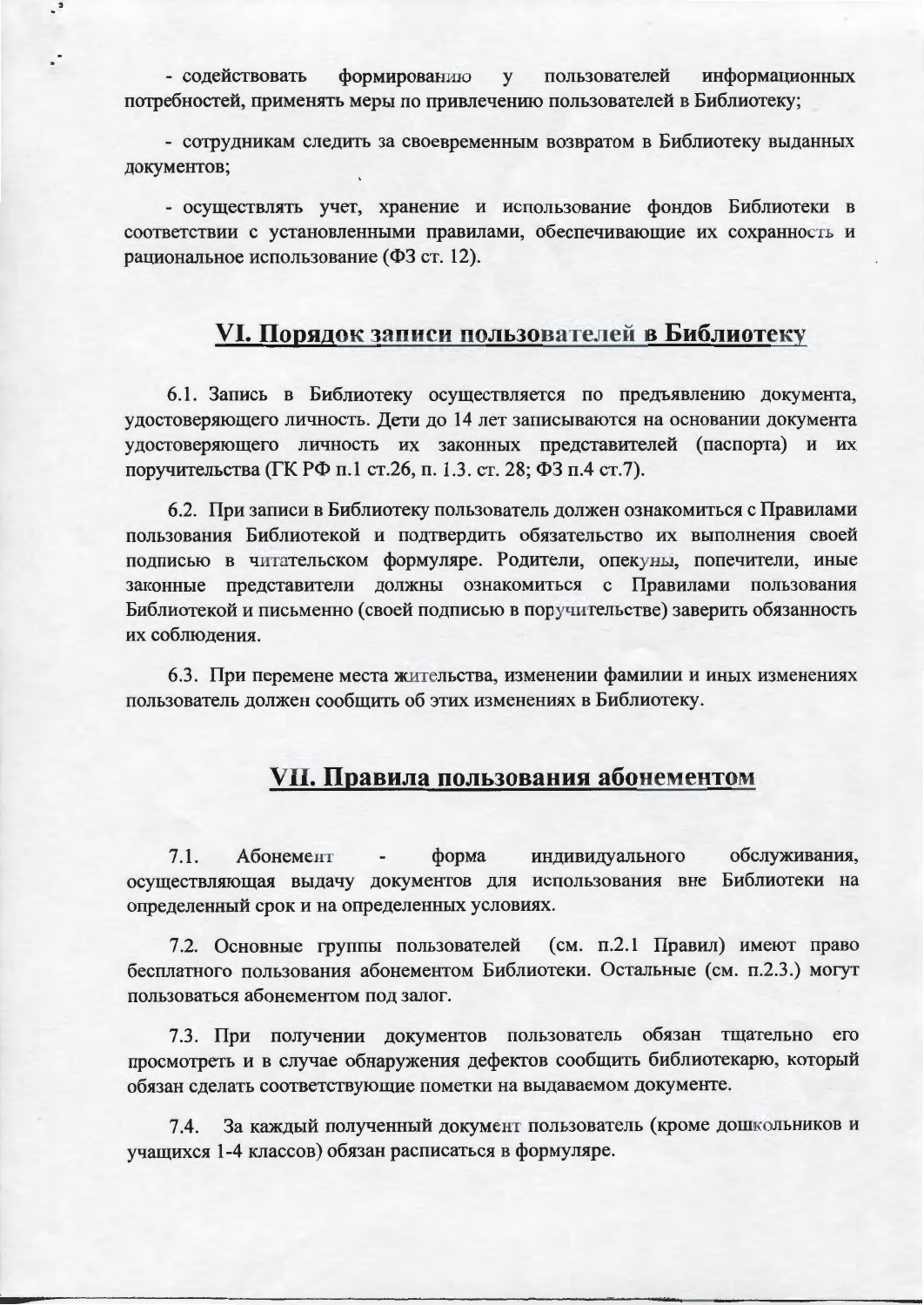- содействовать формированию у пользователей информационных потребностей, применять меры по привлечению пользователей в Библиотеку;

- сотрудникам следить за своевременным возвратом в Библиотеку выданных документов;

- осуществлять учет, хранение и использование фондов Библиотеки в соответствии с установленными правилами, обеспечивающие их сохранность и рациональное использование (ФЗ ст. 12).

## VI. Порядок записи пользователей в Библиотеку

6.1. Запись в Библиотеку осуществляется по предъявлению документа, удостоверяющего личность. Дети до 14 лет записываются на основании документа удостоверяющего личность их законных представителей (паспорта) и их поручительства (ГК РФ п.1 ст.26, п. 1.3. ст. 28; ФЗ п.4 ст.7).

6.2. При записи в Библиотеку пользователь должен ознакомиться с Правилами пользования Библиотекой и подтвердить обязательство их выполнения своей подписью в читательском формуляре. Родители, опекуны, попечители, иные законные представители должны ознакомиться с Правилами пользования Библиотекой и письменно (своей подписью в поручительстве) заверить обязанность их соблюдения.

6.3. При перемене места жительства, изменении фамилии и иных изменениях пользователь должен сообщить об этих изменениях в Библиотеку.

## VII. Правила пользования абонементом

7.1. Абонемент - форма индивидуального обслуживания, осуществляющая выдачу документов для использования вне Библиотеки на определенный срок и на определенных условиях.

7.2. Основные группы пользователей (см. п.2.1 Правил) имеют право бесплатного пользования абонементом Библиотеки. Остальные (см. п.2.3.) могут пользоваться абонементом под залог.

7.3. При получении документов пользователь обязан тщательно его просмотреть и в случае обнаружения дефектов сообщить библиотекарю, который обязан сделать соответствующие пометки на выдаваемом документе.

7.4. За каждый полученный документ пользователь (кроме дошкольников и учащихся 1-4 классов) обязан расписаться в формуляре.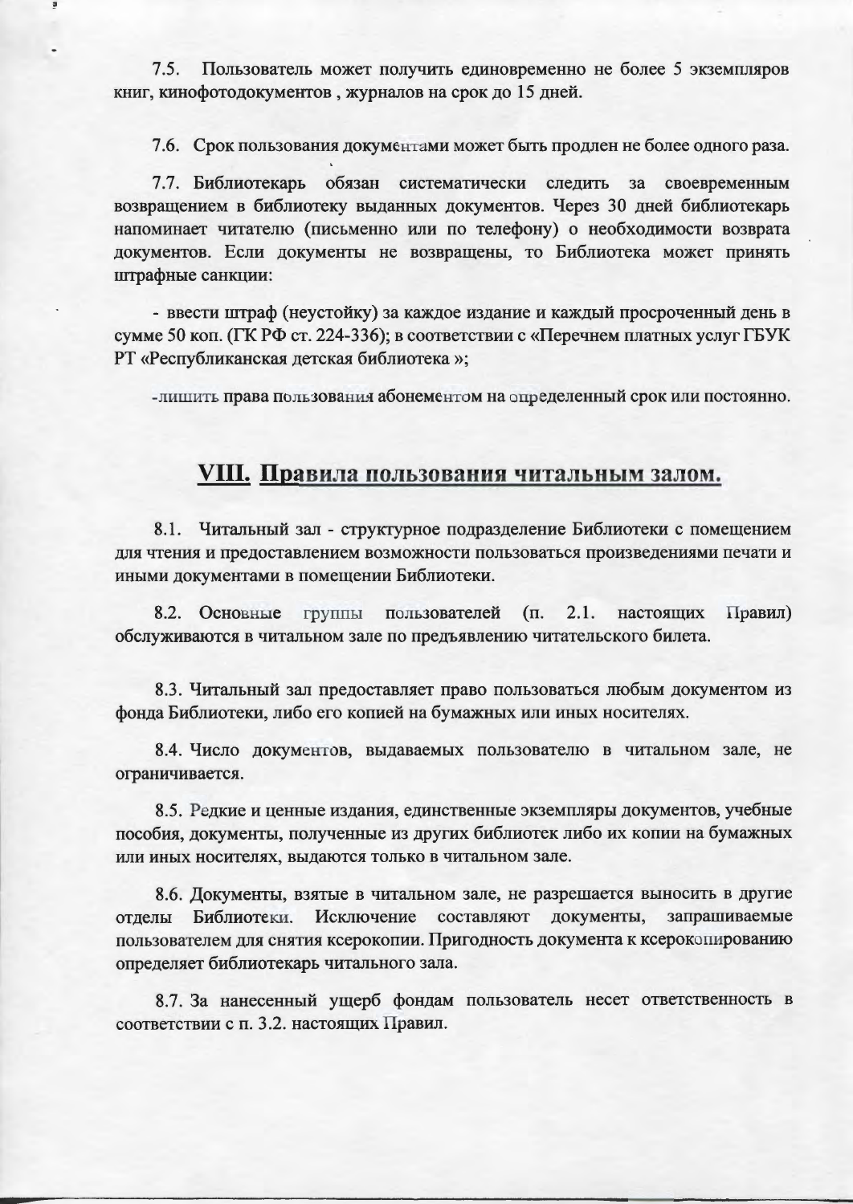7.5. Пользователь может получить единовременно не более 5 экземпляров книг, кинофотодокументов , журналов на срок до 15 дней.

7.6. Срок пользования документами может быть продлен не более одного раза.

7.7. Библиотекарь обязан систематически следить за своевременным возвращением в библиотеку выданных документов. Через 30 дней библиотекарь напоминает читателю (письменно или по телефону) о необходимости возврата документов. Если документы не возвращены, то Библиотека может принять штрафные санкции:

- ввести штраф (неустойку) за каждое издание и каждый просроченный день в сумме 50 коп. (ГК РФ ст. 224-336); в соответствии с «Перечнем платных услуг ГБУК РТ «Республиканская детская библиотека »;

-лишить права пользования абонементом на определенный срок или постоянно.

## VIII. Правила пользования читальным залом.

8.1. Читальный зал - структурное подразделение Библиотеки с помещением для чтения и предоставлением возможности пользоваться произведениями печати и иными документами в помещении Библиотеки.

8.2. Основные группы пользователей (п. 2.1. настоящих Правил) обслуживаются в читальном зале по предъявлению читательского билета.

8.3. Читальный зал предоставляет право пользоваться любым документом из фонда Библиотеки, либо его копией на бумажных или иных носителях.

8.4. Число документов, выдаваемых пользователю в читальном зале, не ограничивается.

8.5. Редкие и ценные издания, единственные экземпляры документов, учебные пособия, документы, полученные из других библиотек либо их копии на бумажных или иных носителях, выдаются только в читальном зале.

8.6. Документы, взятые в читальном зале, не разрешается выносить в другие отделы Библиотеки. Исключение составляют документы, запрашиваемые пользователем для снятия ксерокопии. Пригодность документа к ксерокопированию определяет библиотекарь читального зала.

8.7. За нанесенный ущерб фондам пользователь несет ответственность в соответствии с п. 3.2. настоящих Правил.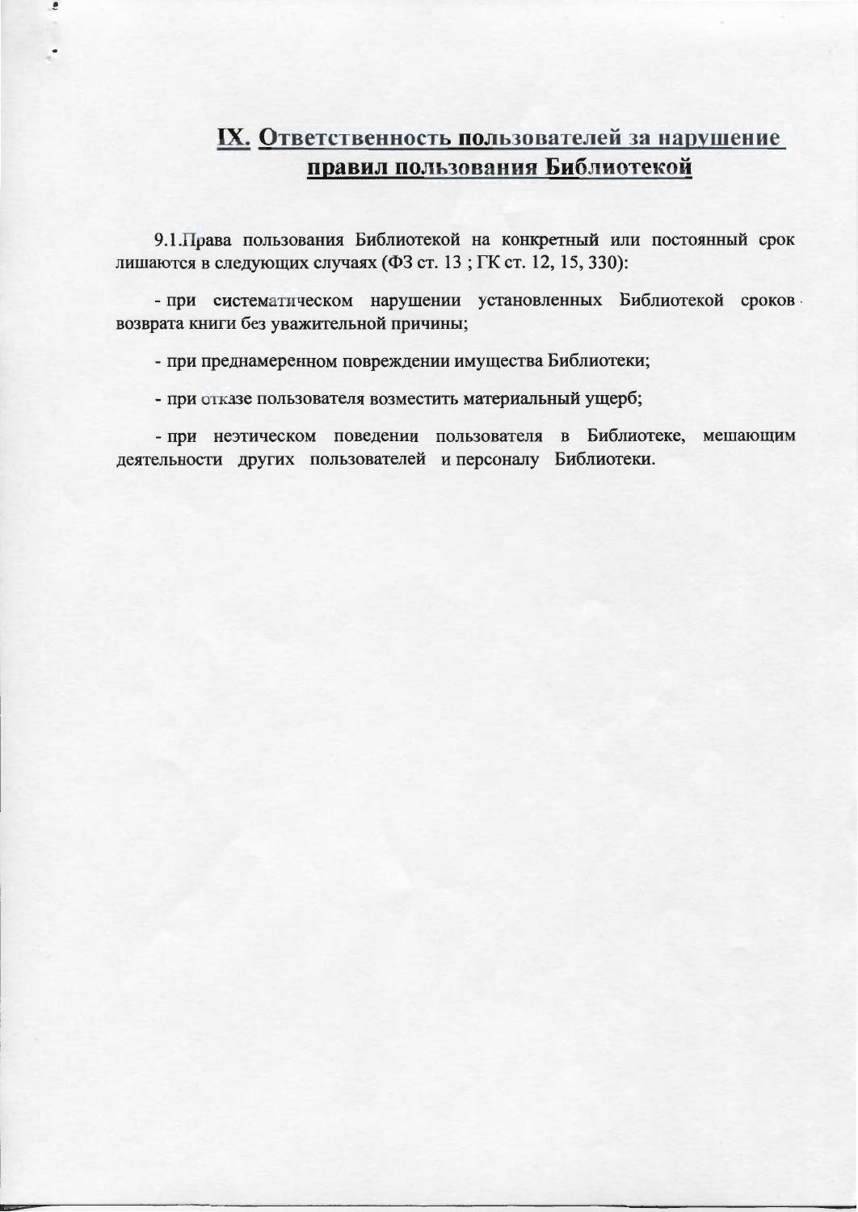## IX. Ответственность пользователей за нарушение правил пользования Библиотекой

9.1.Права пользования Библиотекой на конкретный или постоянный срок лишаются в следующих случаях (ФЗ ст. 13 ; ГК ст. 12, 15, 330):

- при систематическом нарушении установленных Библиотекой сроков возврата книги без уважительной причины;

- при преднамеренном повреждении имущества Библиотеки;

- при отказе пользователя возместить материальный ущерб;

- при неэтическом поведении пользователя в Библиотеке, мешающим деятельности других пользователей и персоналу Библиотеки.